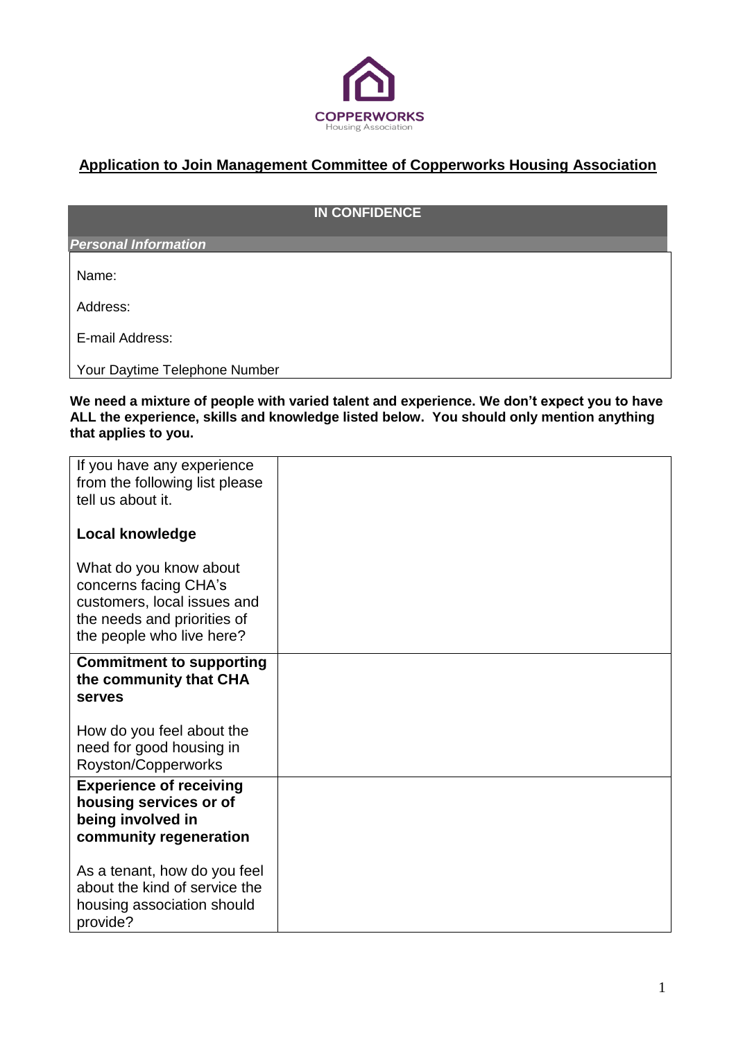COPPERWORKS
Housing Association

## Application to Join Management Committee of Copperworks Housing Association

| IN CONFIDENCE |
|---|
| ***Personal Information*** |
| Name: |
| Address: |
| E-mail Address: |
| Your Daytime Telephone Number |

**We need a mixture of people with varied talent and experience. We don't expect you to have ALL the experience, skills and knowledge listed below. You should only mention anything that applies to you.**

| | |
|---|---|
| If you have any experience from the following list please tell us about it.<br><br>**Local knowledge**<br><br>What do you know about concerns facing CHA's customers, local issues and the needs and priorities of the people who live here? | |
| **Commitment to supporting the community that CHA serves**<br><br>How do you feel about the need for good housing in Royston/Copperworks | |
| **Experience of receiving housing services or of being involved in community regeneration**<br><br>As a tenant, how do you feel about the kind of service the housing association should provide? | |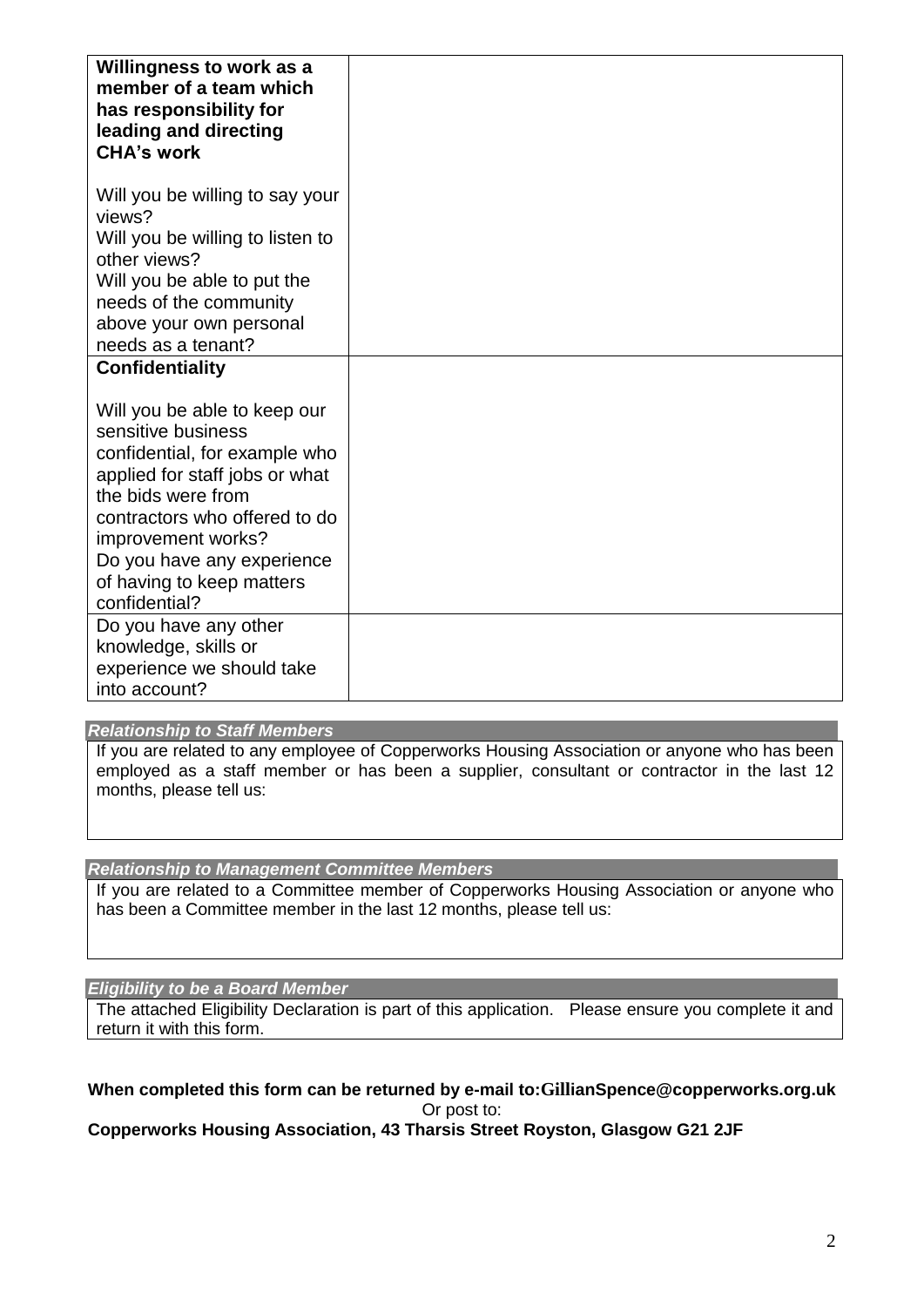| | |
|---|---|
| **Willingness to work as a member of a team which has responsibility for leading and directing CHA's work**<br><br>Will you be willing to say your views?<br>Will you be willing to listen to other views?<br>Will you be able to put the needs of the community above your own personal needs as a tenant? | |
| **Confidentiality**<br><br>Will you be able to keep our sensitive business confidential, for example who applied for staff jobs or what the bids were from contractors who offered to do improvement works?<br>Do you have any experience of having to keep matters confidential? | |
| Do you have any other knowledge, skills or experience we should take into account? | |

***Relationship to Staff Members***

If you are related to any employee of Copperworks Housing Association or anyone who has been employed as a staff member or has been a supplier, consultant or contractor in the last 12 months, please tell us:

***Relationship to Management Committee Members***

If you are related to a Committee member of Copperworks Housing Association or anyone who has been a Committee member in the last 12 months, please tell us:

***Eligibility to be a Board Member***

The attached Eligibility Declaration is part of this application. Please ensure you complete it and return it with this form.

**When completed this form can be returned by e-mail to:GillianSpence@copperworks.org.uk**

Or post to:

**Copperworks Housing Association, 43 Tharsis Street Royston, Glasgow G21 2JF**